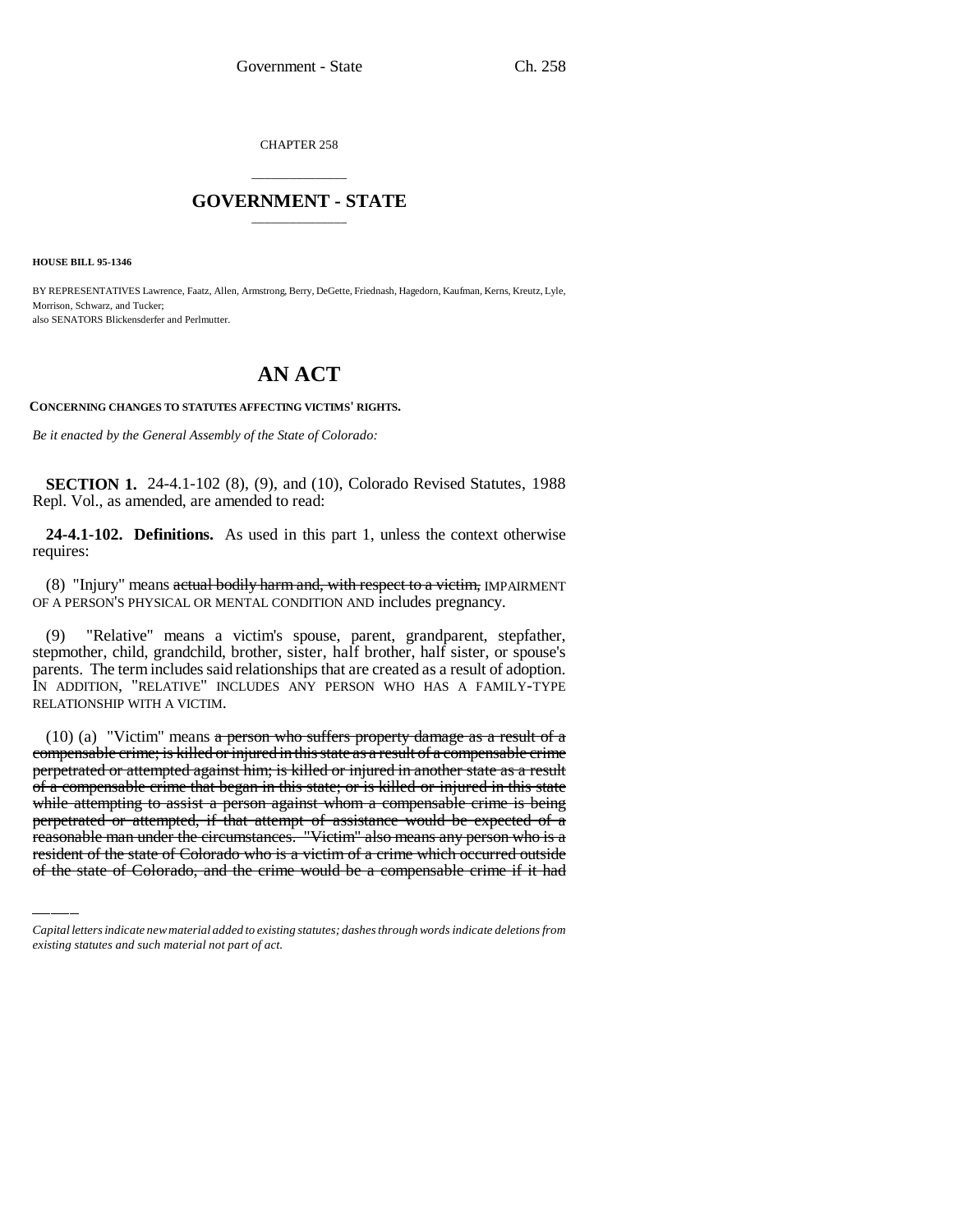CHAPTER 258

# GOVERNMENT - STATE

**HOUSE BILL 95-1346**

BY REPRESENTATIVES Lawrence, Faatz, Allen, Armstrong, Berry, DeGette, Friednash, Hagedorn, Kaufman, Kerns, Kreutz, Lyle, Morrison, Schwarz, and Tucker;
also SENATORS Blickensderfer and Perlmutter.

# AN ACT

**CONCERNING CHANGES TO STATUTES AFFECTING VICTIMS' RIGHTS.**

*Be it enacted by the General Assembly of the State of Colorado:*

**SECTION 1.** 24-4.1-102 (8), (9), and (10), Colorado Revised Statutes, 1988 Repl. Vol., as amended, are amended to read:

**24-4.1-102. Definitions.** As used in this part 1, unless the context otherwise requires:

(8) "Injury" means ~~actual bodily harm and, with respect to a victim,~~ IMPAIRMENT OF A PERSON'S PHYSICAL OR MENTAL CONDITION AND includes pregnancy.

(9) "Relative" means a victim's spouse, parent, grandparent, stepfather, stepmother, child, grandchild, brother, sister, half brother, half sister, or spouse's parents. The term includes said relationships that are created as a result of adoption. IN ADDITION, "RELATIVE" INCLUDES ANY PERSON WHO HAS A FAMILY-TYPE RELATIONSHIP WITH A VICTIM.

(10) (a) "Victim" means ~~a person who suffers property damage as a result of a compensable crime; is killed or injured in this state as a result of a compensable crime perpetrated or attempted against him; is killed or injured in another state as a result of a compensable crime that began in this state; or is killed or injured in this state while attempting to assist a person against whom a compensable crime is being perpetrated or attempted, if that attempt of assistance would be expected of a reasonable man under the circumstances. "Victim" also means any person who is a resident of the state of Colorado who is a victim of a crime which occurred outside of the state of Colorado, and the crime would be a compensable crime if it had~~

*Capital letters indicate new material added to existing statutes; dashes through words indicate deletions from existing statutes and such material not part of act.*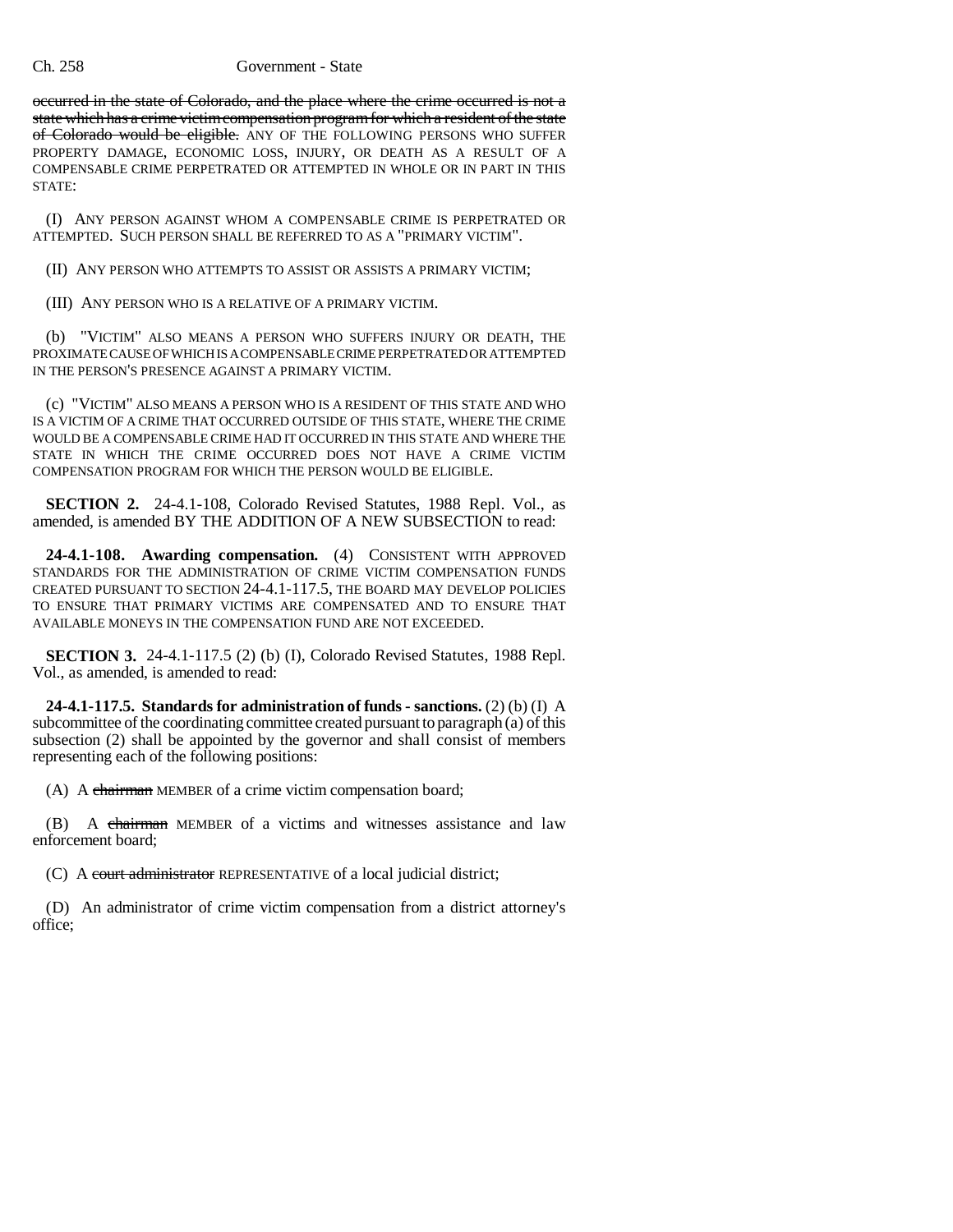~~occurred in the state of Colorado, and the place where the crime occurred is not a state which has a crime victim compensation program for which a resident of the state of Colorado would be eligible.~~ ANY OF THE FOLLOWING PERSONS WHO SUFFER PROPERTY DAMAGE, ECONOMIC LOSS, INJURY, OR DEATH AS A RESULT OF A COMPENSABLE CRIME PERPETRATED OR ATTEMPTED IN WHOLE OR IN PART IN THIS STATE:

(I) ANY PERSON AGAINST WHOM A COMPENSABLE CRIME IS PERPETRATED OR ATTEMPTED. SUCH PERSON SHALL BE REFERRED TO AS A "PRIMARY VICTIM".

(II) ANY PERSON WHO ATTEMPTS TO ASSIST OR ASSISTS A PRIMARY VICTIM;

(III) ANY PERSON WHO IS A RELATIVE OF A PRIMARY VICTIM.

(b) "VICTIM" ALSO MEANS A PERSON WHO SUFFERS INJURY OR DEATH, THE PROXIMATE CAUSE OF WHICH IS A COMPENSABLE CRIME PERPETRATED OR ATTEMPTED IN THE PERSON'S PRESENCE AGAINST A PRIMARY VICTIM.

(c) "VICTIM" ALSO MEANS A PERSON WHO IS A RESIDENT OF THIS STATE AND WHO IS A VICTIM OF A CRIME THAT OCCURRED OUTSIDE OF THIS STATE, WHERE THE CRIME WOULD BE A COMPENSABLE CRIME HAD IT OCCURRED IN THIS STATE AND WHERE THE STATE IN WHICH THE CRIME OCCURRED DOES NOT HAVE A CRIME VICTIM COMPENSATION PROGRAM FOR WHICH THE PERSON WOULD BE ELIGIBLE.

**SECTION 2.** 24-4.1-108, Colorado Revised Statutes, 1988 Repl. Vol., as amended, is amended BY THE ADDITION OF A NEW SUBSECTION to read:

**24-4.1-108. Awarding compensation.** (4) CONSISTENT WITH APPROVED STANDARDS FOR THE ADMINISTRATION OF CRIME VICTIM COMPENSATION FUNDS CREATED PURSUANT TO SECTION 24-4.1-117.5, THE BOARD MAY DEVELOP POLICIES TO ENSURE THAT PRIMARY VICTIMS ARE COMPENSATED AND TO ENSURE THAT AVAILABLE MONEYS IN THE COMPENSATION FUND ARE NOT EXCEEDED.

**SECTION 3.** 24-4.1-117.5 (2) (b) (I), Colorado Revised Statutes, 1988 Repl. Vol., as amended, is amended to read:

**24-4.1-117.5. Standards for administration of funds - sanctions.** (2) (b) (I) A subcommittee of the coordinating committee created pursuant to paragraph (a) of this subsection (2) shall be appointed by the governor and shall consist of members representing each of the following positions:

(A) A ~~chairman~~ MEMBER of a crime victim compensation board;

(B) A ~~chairman~~ MEMBER of a victims and witnesses assistance and law enforcement board;

(C) A ~~court administrator~~ REPRESENTATIVE of a local judicial district;

(D) An administrator of crime victim compensation from a district attorney's office;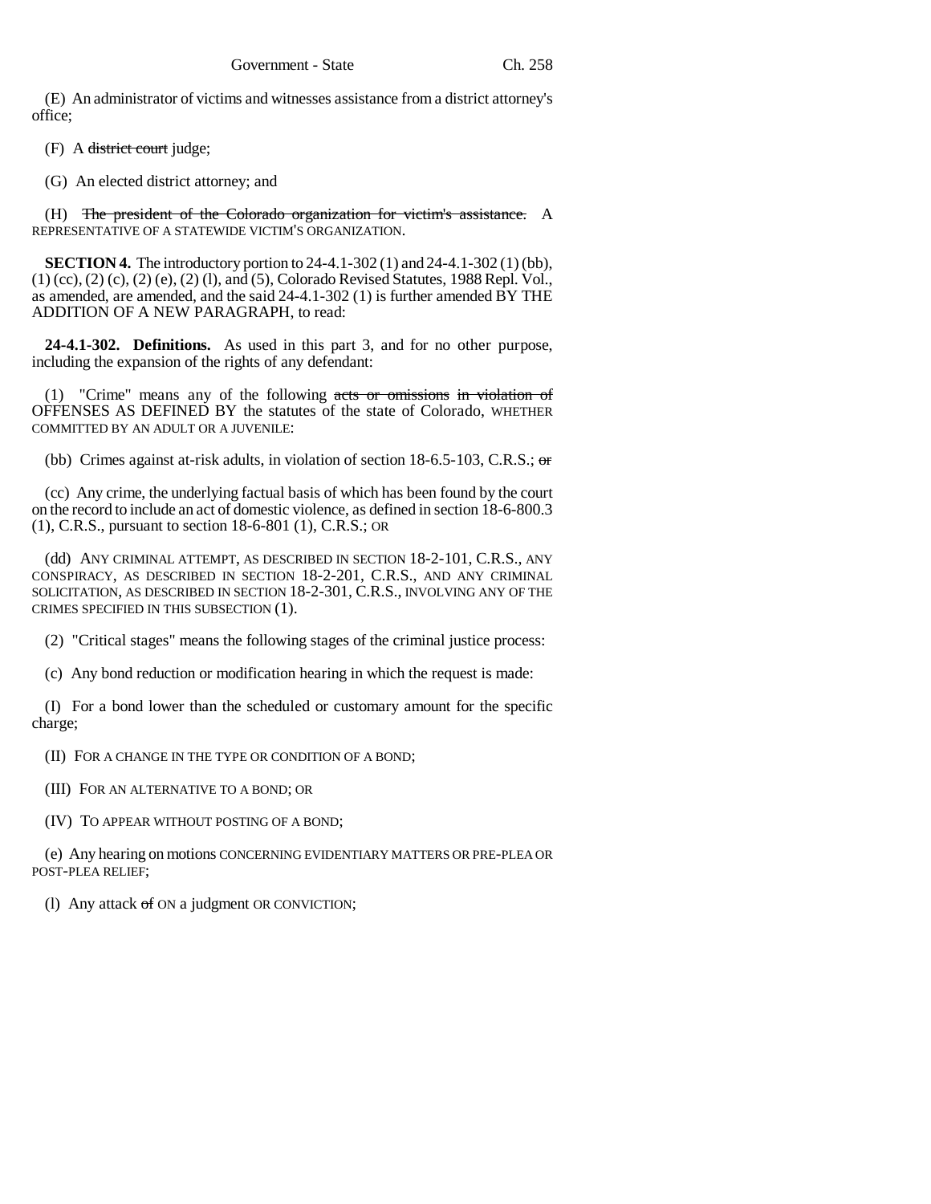(E) An administrator of victims and witnesses assistance from a district attorney's office;

(F) A ~~district court~~ judge;

(G) An elected district attorney; and

(H) ~~The president of the Colorado organization for victim's assistance.~~ A REPRESENTATIVE OF A STATEWIDE VICTIM'S ORGANIZATION.

**SECTION 4.** The introductory portion to 24-4.1-302 (1) and 24-4.1-302 (1) (bb), (1) (cc), (2) (c), (2) (e), (2) (l), and (5), Colorado Revised Statutes, 1988 Repl. Vol., as amended, are amended, and the said 24-4.1-302 (1) is further amended BY THE ADDITION OF A NEW PARAGRAPH, to read:

**24-4.1-302. Definitions.** As used in this part 3, and for no other purpose, including the expansion of the rights of any defendant:

(1) "Crime" means any of the following ~~acts or omissions~~ ~~in violation of~~ OFFENSES AS DEFINED BY the statutes of the state of Colorado, WHETHER COMMITTED BY AN ADULT OR A JUVENILE:

(bb) Crimes against at-risk adults, in violation of section 18-6.5-103, C.R.S.; ~~or~~

(cc) Any crime, the underlying factual basis of which has been found by the court on the record to include an act of domestic violence, as defined in section 18-6-800.3 (1), C.R.S., pursuant to section 18-6-801 (1), C.R.S.; OR

(dd) ANY CRIMINAL ATTEMPT, AS DESCRIBED IN SECTION 18-2-101, C.R.S., ANY CONSPIRACY, AS DESCRIBED IN SECTION 18-2-201, C.R.S., AND ANY CRIMINAL SOLICITATION, AS DESCRIBED IN SECTION 18-2-301, C.R.S., INVOLVING ANY OF THE CRIMES SPECIFIED IN THIS SUBSECTION (1).

(2) "Critical stages" means the following stages of the criminal justice process:

(c) Any bond reduction or modification hearing in which the request is made:

(I) For a bond lower than the scheduled or customary amount for the specific charge;

(II) FOR A CHANGE IN THE TYPE OR CONDITION OF A BOND;

(III) FOR AN ALTERNATIVE TO A BOND; OR

(IV) TO APPEAR WITHOUT POSTING OF A BOND;

(e) Any hearing on motions CONCERNING EVIDENTIARY MATTERS OR PRE-PLEA OR POST-PLEA RELIEF;

(l) Any attack ~~of~~ ON a judgment OR CONVICTION;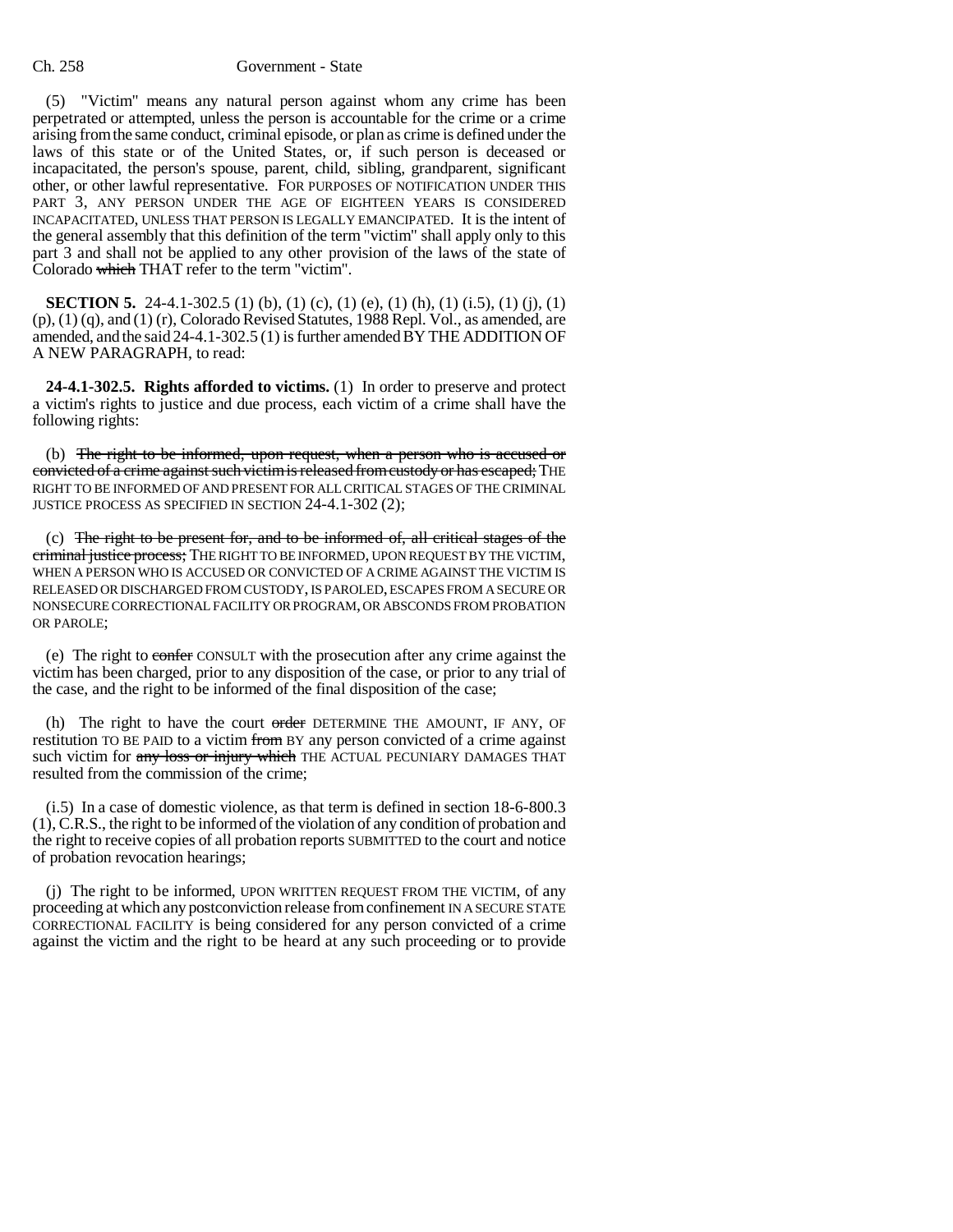(5) "Victim" means any natural person against whom any crime has been perpetrated or attempted, unless the person is accountable for the crime or a crime arising from the same conduct, criminal episode, or plan as crime is defined under the laws of this state or of the United States, or, if such person is deceased or incapacitated, the person's spouse, parent, child, sibling, grandparent, significant other, or other lawful representative. FOR PURPOSES OF NOTIFICATION UNDER THIS PART 3, ANY PERSON UNDER THE AGE OF EIGHTEEN YEARS IS CONSIDERED INCAPACITATED, UNLESS THAT PERSON IS LEGALLY EMANCIPATED. It is the intent of the general assembly that this definition of the term "victim" shall apply only to this part 3 and shall not be applied to any other provision of the laws of the state of Colorado ~~which~~ THAT refer to the term "victim".

**SECTION 5.** 24-4.1-302.5 (1) (b), (1) (c), (1) (e), (1) (h), (1) (i.5), (1) (j), (1) (p), (1) (q), and (1) (r), Colorado Revised Statutes, 1988 Repl. Vol., as amended, are amended, and the said 24-4.1-302.5 (1) is further amended BY THE ADDITION OF A NEW PARAGRAPH, to read:

**24-4.1-302.5. Rights afforded to victims.** (1) In order to preserve and protect a victim's rights to justice and due process, each victim of a crime shall have the following rights:

(b) ~~The right to be informed, upon request, when a person who is accused or convicted of a crime against such victim is released from custody or has escaped;~~ THE RIGHT TO BE INFORMED OF AND PRESENT FOR ALL CRITICAL STAGES OF THE CRIMINAL JUSTICE PROCESS AS SPECIFIED IN SECTION 24-4.1-302 (2);

(c) ~~The right to be present for, and to be informed of, all critical stages of the criminal justice process;~~ THE RIGHT TO BE INFORMED, UPON REQUEST BY THE VICTIM, WHEN A PERSON WHO IS ACCUSED OR CONVICTED OF A CRIME AGAINST THE VICTIM IS RELEASED OR DISCHARGED FROM CUSTODY, IS PAROLED, ESCAPES FROM A SECURE OR NONSECURE CORRECTIONAL FACILITY OR PROGRAM, OR ABSCONDS FROM PROBATION OR PAROLE;

(e) The right to ~~confer~~ CONSULT with the prosecution after any crime against the victim has been charged, prior to any disposition of the case, or prior to any trial of the case, and the right to be informed of the final disposition of the case;

(h) The right to have the court ~~order~~ DETERMINE THE AMOUNT, IF ANY, OF restitution TO BE PAID to a victim ~~from~~ BY any person convicted of a crime against such victim for ~~any loss or injury which~~ THE ACTUAL PECUNIARY DAMAGES THAT resulted from the commission of the crime;

(i.5) In a case of domestic violence, as that term is defined in section 18-6-800.3 (1), C.R.S., the right to be informed of the violation of any condition of probation and the right to receive copies of all probation reports SUBMITTED to the court and notice of probation revocation hearings;

(j) The right to be informed, UPON WRITTEN REQUEST FROM THE VICTIM, of any proceeding at which any postconviction release from confinement IN A SECURE STATE CORRECTIONAL FACILITY is being considered for any person convicted of a crime against the victim and the right to be heard at any such proceeding or to provide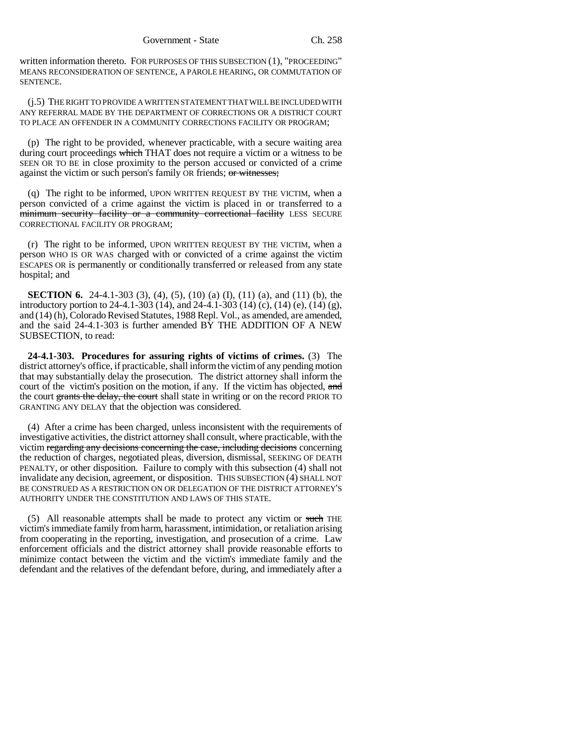written information thereto. FOR PURPOSES OF THIS SUBSECTION (1), "PROCEEDING" MEANS RECONSIDERATION OF SENTENCE, A PAROLE HEARING, OR COMMUTATION OF SENTENCE.

(j.5) THE RIGHT TO PROVIDE A WRITTEN STATEMENT THAT WILL BE INCLUDED WITH ANY REFERRAL MADE BY THE DEPARTMENT OF CORRECTIONS OR A DISTRICT COURT TO PLACE AN OFFENDER IN A COMMUNITY CORRECTIONS FACILITY OR PROGRAM;

(p) The right to be provided, whenever practicable, with a secure waiting area during court proceedings ~~which~~ THAT does not require a victim or a witness to be SEEN OR TO BE in close proximity to the person accused or convicted of a crime against the victim or such person's family OR friends; ~~or witnesses;~~

(q) The right to be informed, UPON WRITTEN REQUEST BY THE VICTIM, when a person convicted of a crime against the victim is placed in or transferred to a ~~minimum security facility or a community correctional facility~~ LESS SECURE CORRECTIONAL FACILITY OR PROGRAM;

(r) The right to be informed, UPON WRITTEN REQUEST BY THE VICTIM, when a person WHO IS OR WAS charged with or convicted of a crime against the victim ESCAPES OR is permanently or conditionally transferred or released from any state hospital; and

**SECTION 6.** 24-4.1-303 (3), (4), (5), (10) (a) (I), (11) (a), and (11) (b), the introductory portion to 24-4.1-303 (14), and 24-4.1-303 (14) (c), (14) (e), (14) (g), and (14) (h), Colorado Revised Statutes, 1988 Repl. Vol., as amended, are amended, and the said 24-4.1-303 is further amended BY THE ADDITION OF A NEW SUBSECTION, to read:

**24-4.1-303. Procedures for assuring rights of victims of crimes.** (3) The district attorney's office, if practicable, shall inform the victim of any pending motion that may substantially delay the prosecution. The district attorney shall inform the court of the victim's position on the motion, if any. If the victim has objected, ~~and~~ the court ~~grants the delay, the court~~ shall state in writing or on the record PRIOR TO GRANTING ANY DELAY that the objection was considered.

(4) After a crime has been charged, unless inconsistent with the requirements of investigative activities, the district attorney shall consult, where practicable, with the victim ~~regarding any decisions concerning the case, including decisions~~ concerning the reduction of charges, negotiated pleas, diversion, dismissal, SEEKING OF DEATH PENALTY, or other disposition. Failure to comply with this subsection (4) shall not invalidate any decision, agreement, or disposition. THIS SUBSECTION (4) SHALL NOT BE CONSTRUED AS A RESTRICTION ON OR DELEGATION OF THE DISTRICT ATTORNEY'S AUTHORITY UNDER THE CONSTITUTION AND LAWS OF THIS STATE.

(5) All reasonable attempts shall be made to protect any victim or ~~such~~ THE victim's immediate family from harm, harassment, intimidation, or retaliation arising from cooperating in the reporting, investigation, and prosecution of a crime. Law enforcement officials and the district attorney shall provide reasonable efforts to minimize contact between the victim and the victim's immediate family and the defendant and the relatives of the defendant before, during, and immediately after a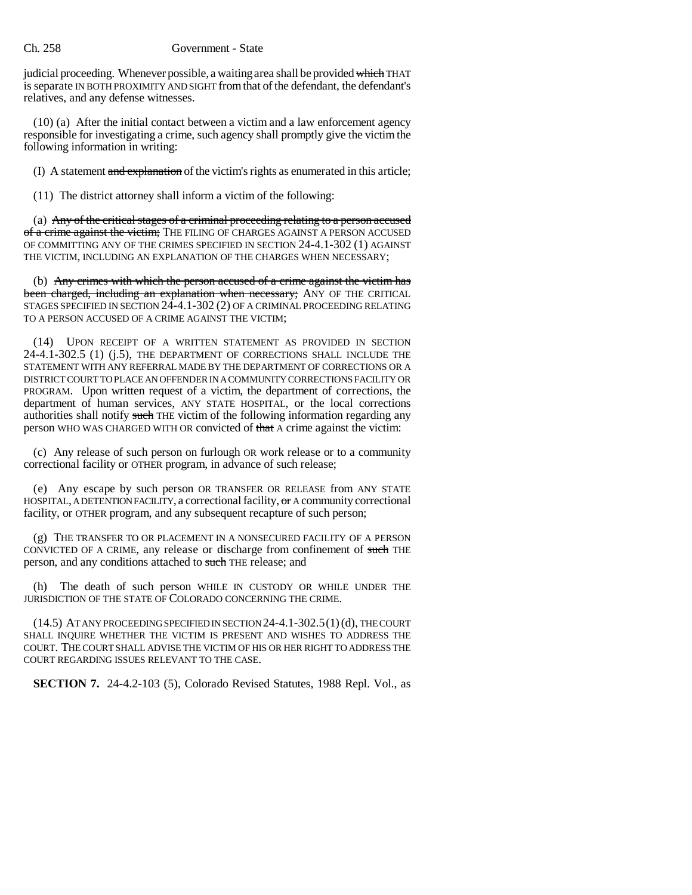judicial proceeding. Whenever possible, a waiting area shall be provided ~~which~~ THAT is separate IN BOTH PROXIMITY AND SIGHT from that of the defendant, the defendant's relatives, and any defense witnesses.

(10) (a) After the initial contact between a victim and a law enforcement agency responsible for investigating a crime, such agency shall promptly give the victim the following information in writing:

(I) A statement ~~and explanation~~ of the victim's rights as enumerated in this article;

(11) The district attorney shall inform a victim of the following:

(a) ~~Any of the critical stages of a criminal proceeding relating to a person accused of a crime against the victim;~~ THE FILING OF CHARGES AGAINST A PERSON ACCUSED OF COMMITTING ANY OF THE CRIMES SPECIFIED IN SECTION 24-4.1-302 (1) AGAINST THE VICTIM, INCLUDING AN EXPLANATION OF THE CHARGES WHEN NECESSARY;

(b) ~~Any crimes with which the person accused of a crime against the victim has been charged, including an explanation when necessary;~~ ANY OF THE CRITICAL STAGES SPECIFIED IN SECTION 24-4.1-302 (2) OF A CRIMINAL PROCEEDING RELATING TO A PERSON ACCUSED OF A CRIME AGAINST THE VICTIM;

(14) UPON RECEIPT OF A WRITTEN STATEMENT AS PROVIDED IN SECTION 24-4.1-302.5 (1) (j.5), THE DEPARTMENT OF CORRECTIONS SHALL INCLUDE THE STATEMENT WITH ANY REFERRAL MADE BY THE DEPARTMENT OF CORRECTIONS OR A DISTRICT COURT TO PLACE AN OFFENDER IN A COMMUNITY CORRECTIONS FACILITY OR PROGRAM. Upon written request of a victim, the department of corrections, the department of human services, ANY STATE HOSPITAL, or the local corrections authorities shall notify ~~such~~ THE victim of the following information regarding any person WHO WAS CHARGED WITH OR convicted of ~~that~~ A crime against the victim:

(c) Any release of such person on furlough OR work release or to a community correctional facility or OTHER program, in advance of such release;

(e) Any escape by such person OR TRANSFER OR RELEASE from ANY STATE HOSPITAL, A DETENTION FACILITY, a correctional facility, ~~or~~ A community correctional facility, or OTHER program, and any subsequent recapture of such person;

(g) THE TRANSFER TO OR PLACEMENT IN A NONSECURED FACILITY OF A PERSON CONVICTED OF A CRIME, any release or discharge from confinement of ~~such~~ THE person, and any conditions attached to ~~such~~ THE release; and

(h) The death of such person WHILE IN CUSTODY OR WHILE UNDER THE JURISDICTION OF THE STATE OF COLORADO CONCERNING THE CRIME.

(14.5) AT ANY PROCEEDING SPECIFIED IN SECTION 24-4.1-302.5 (1) (d), THE COURT SHALL INQUIRE WHETHER THE VICTIM IS PRESENT AND WISHES TO ADDRESS THE COURT. THE COURT SHALL ADVISE THE VICTIM OF HIS OR HER RIGHT TO ADDRESS THE COURT REGARDING ISSUES RELEVANT TO THE CASE.

**SECTION 7.** 24-4.2-103 (5), Colorado Revised Statutes, 1988 Repl. Vol., as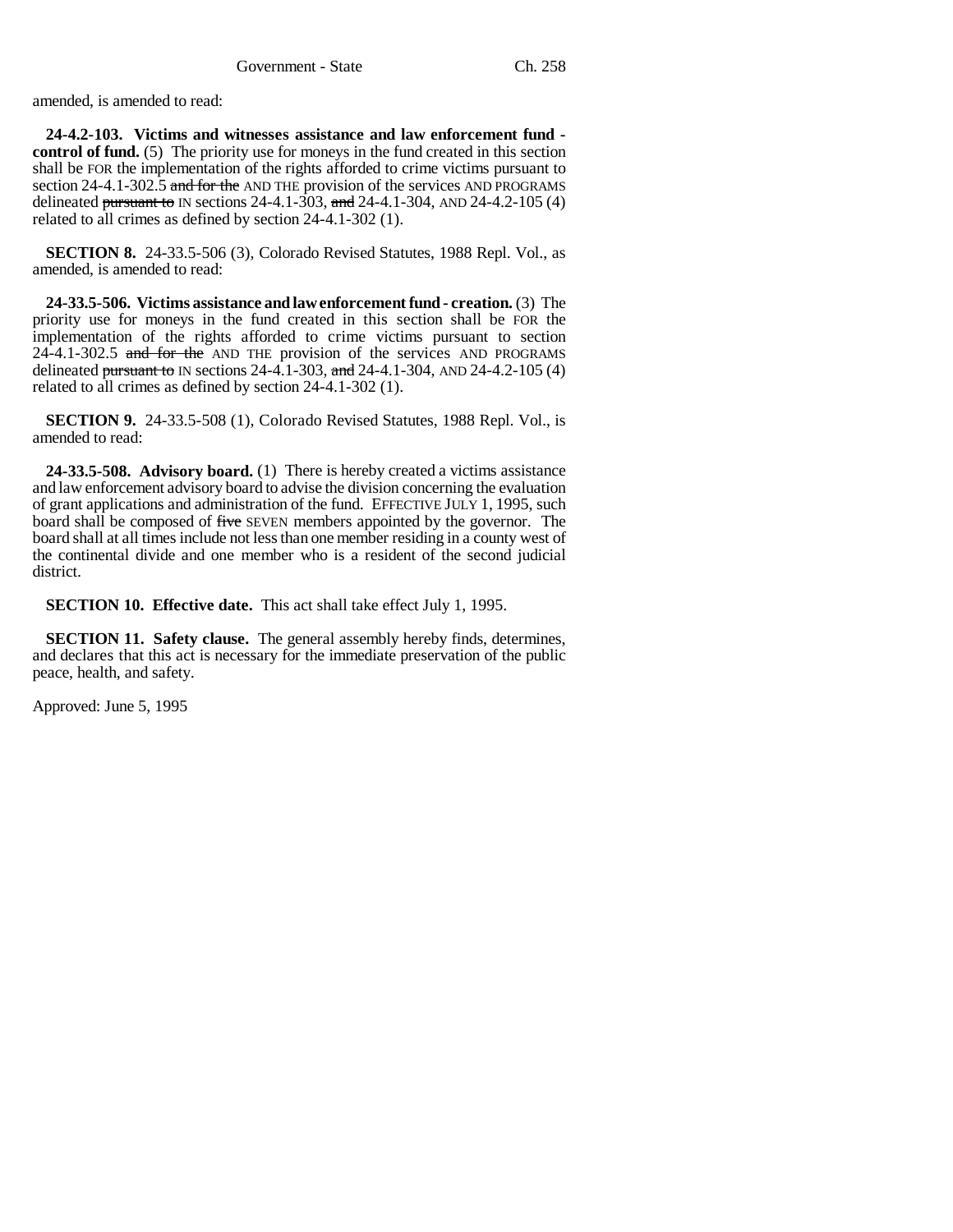amended, is amended to read:

**24-4.2-103. Victims and witnesses assistance and law enforcement fund - control of fund.** (5) The priority use for moneys in the fund created in this section shall be FOR the implementation of the rights afforded to crime victims pursuant to section 24-4.1-302.5 ~~and for the~~ AND THE provision of the services AND PROGRAMS delineated ~~pursuant to~~ IN sections 24-4.1-303, ~~and~~ 24-4.1-304, AND 24-4.2-105 (4) related to all crimes as defined by section 24-4.1-302 (1).

**SECTION 8.** 24-33.5-506 (3), Colorado Revised Statutes, 1988 Repl. Vol., as amended, is amended to read:

**24-33.5-506. Victims assistance and law enforcement fund - creation.** (3) The priority use for moneys in the fund created in this section shall be FOR the implementation of the rights afforded to crime victims pursuant to section 24-4.1-302.5 ~~and for the~~ AND THE provision of the services AND PROGRAMS delineated ~~pursuant to~~ IN sections 24-4.1-303, ~~and~~ 24-4.1-304, AND 24-4.2-105 (4) related to all crimes as defined by section 24-4.1-302 (1).

**SECTION 9.** 24-33.5-508 (1), Colorado Revised Statutes, 1988 Repl. Vol., is amended to read:

**24-33.5-508. Advisory board.** (1) There is hereby created a victims assistance and law enforcement advisory board to advise the division concerning the evaluation of grant applications and administration of the fund. EFFECTIVE JULY 1, 1995, such board shall be composed of ~~five~~ SEVEN members appointed by the governor. The board shall at all times include not less than one member residing in a county west of the continental divide and one member who is a resident of the second judicial district.

**SECTION 10. Effective date.** This act shall take effect July 1, 1995.

**SECTION 11. Safety clause.** The general assembly hereby finds, determines, and declares that this act is necessary for the immediate preservation of the public peace, health, and safety.

Approved: June 5, 1995